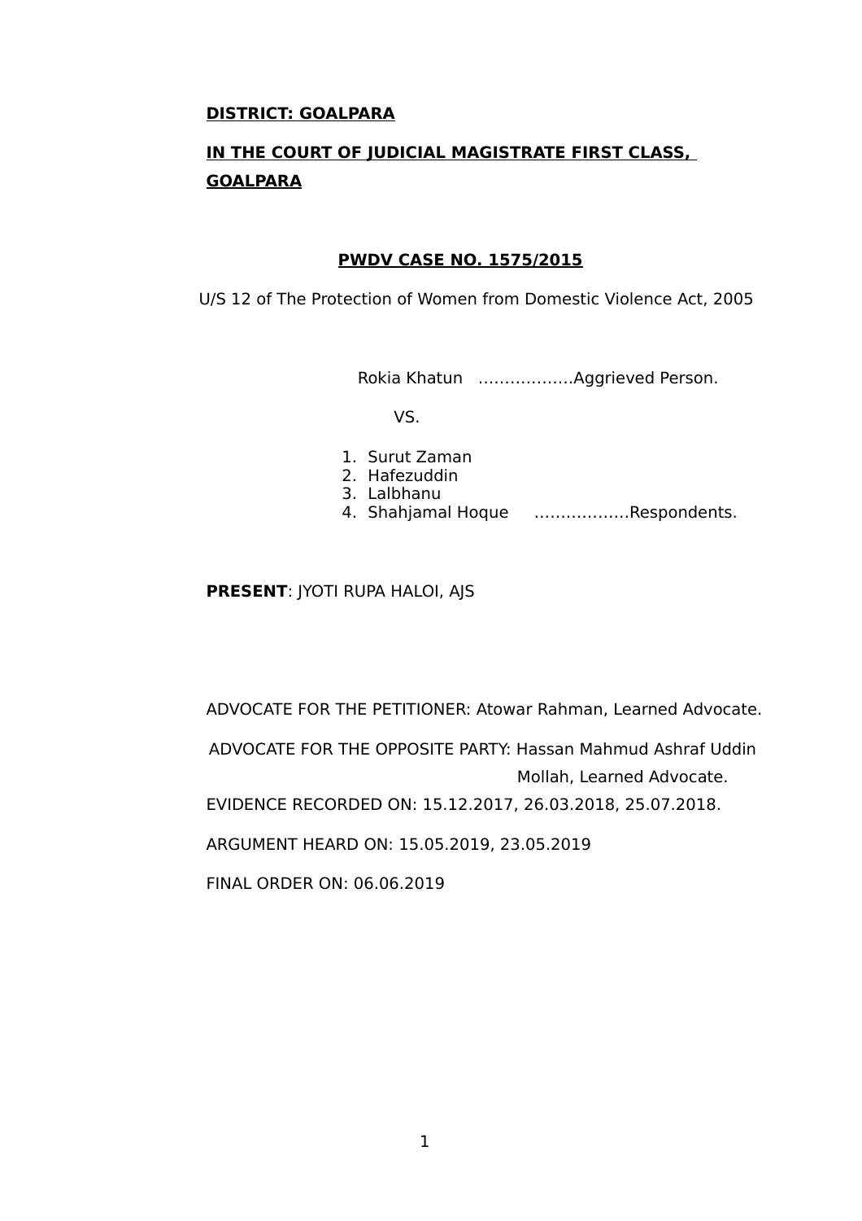**DISTRICT: GOALPARA**

**IN THE COURT OF JUDICIAL MAGISTRATE FIRST CLASS, GOALPARA**

**PWDV CASE NO. 1575/2015**

U/S 12 of The Protection of Women from Domestic Violence Act, 2005

Rokia Khatun ………………Aggrieved Person.

VS.

1. Surut Zaman
2. Hafezuddin
3. Lalbhanu
4. Shahjamal Hoque ………………Respondents.

**PRESENT**: JYOTI RUPA HALOI, AJS

ADVOCATE FOR THE PETITIONER: Atowar Rahman, Learned Advocate.

ADVOCATE FOR THE OPPOSITE PARTY: Hassan Mahmud Ashraf Uddin Mollah, Learned Advocate.

EVIDENCE RECORDED ON: 15.12.2017, 26.03.2018, 25.07.2018.

ARGUMENT HEARD ON: 15.05.2019, 23.05.2019

FINAL ORDER ON: 06.06.2019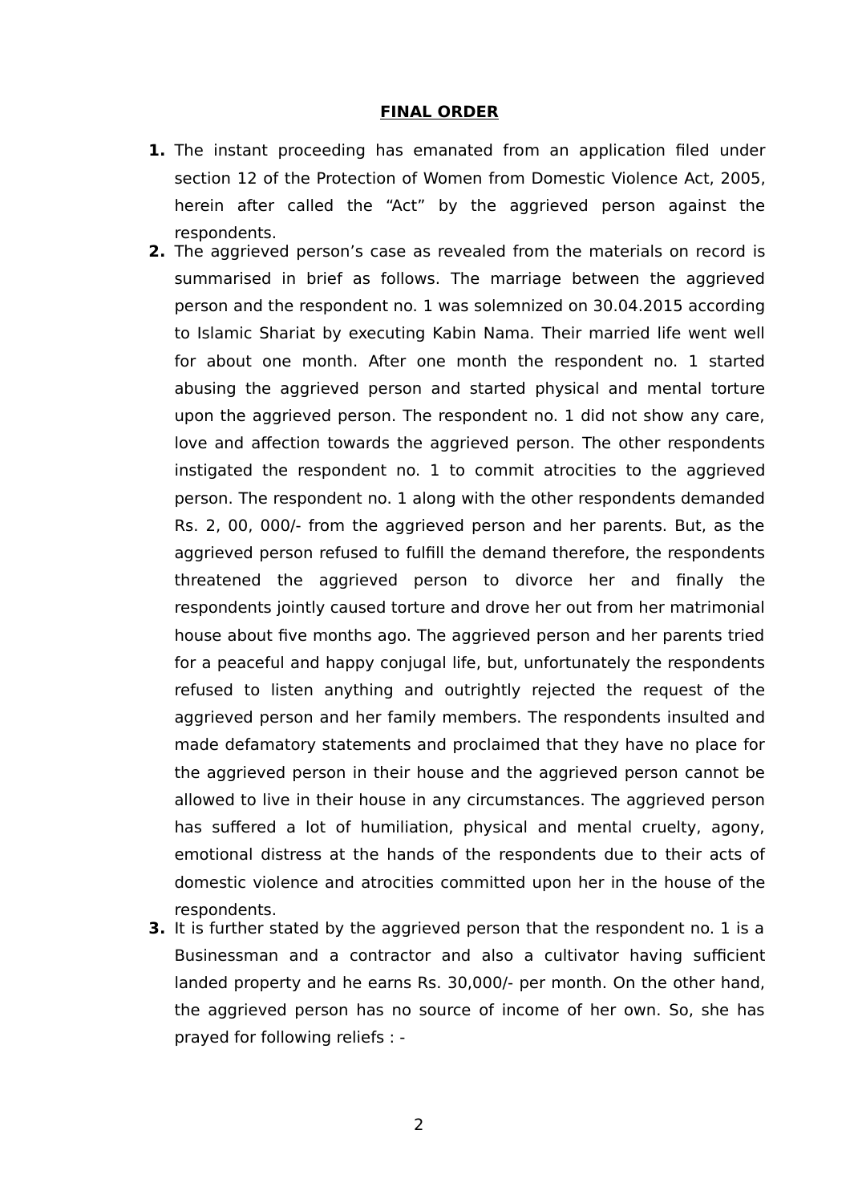**FINAL ORDER**

1. The instant proceeding has emanated from an application filed under section 12 of the Protection of Women from Domestic Violence Act, 2005, herein after called the "Act" by the aggrieved person against the respondents.
2. The aggrieved person's case as revealed from the materials on record is summarised in brief as follows. The marriage between the aggrieved person and the respondent no. 1 was solemnized on 30.04.2015 according to Islamic Shariat by executing Kabin Nama. Their married life went well for about one month. After one month the respondent no. 1 started abusing the aggrieved person and started physical and mental torture upon the aggrieved person. The respondent no. 1 did not show any care, love and affection towards the aggrieved person. The other respondents instigated the respondent no. 1 to commit atrocities to the aggrieved person. The respondent no. 1 along with the other respondents demanded Rs. 2, 00, 000/- from the aggrieved person and her parents. But, as the aggrieved person refused to fulfill the demand therefore, the respondents threatened the aggrieved person to divorce her and finally the respondents jointly caused torture and drove her out from her matrimonial house about five months ago. The aggrieved person and her parents tried for a peaceful and happy conjugal life, but, unfortunately the respondents refused to listen anything and outrightly rejected the request of the aggrieved person and her family members. The respondents insulted and made defamatory statements and proclaimed that they have no place for the aggrieved person in their house and the aggrieved person cannot be allowed to live in their house in any circumstances. The aggrieved person has suffered a lot of humiliation, physical and mental cruelty, agony, emotional distress at the hands of the respondents due to their acts of domestic violence and atrocities committed upon her in the house of the respondents.
3. It is further stated by the aggrieved person that the respondent no. 1 is a Businessman and a contractor and also a cultivator having sufficient landed property and he earns Rs. 30,000/- per month. On the other hand, the aggrieved person has no source of income of her own. So, she has prayed for following reliefs : -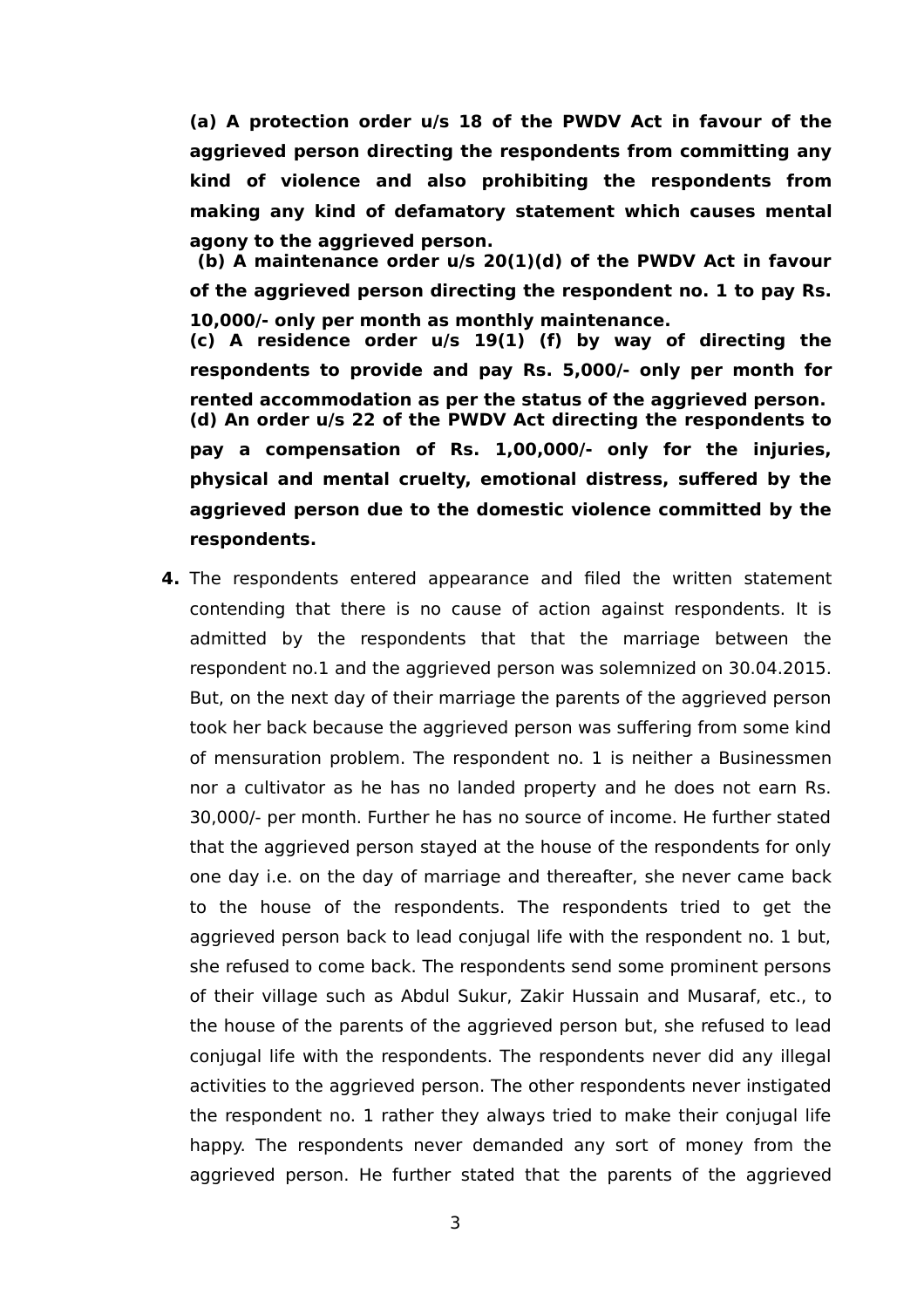**(a) A protection order u/s 18 of the PWDV Act in favour of the aggrieved person directing the respondents from committing any kind of violence and also prohibiting the respondents from making any kind of defamatory statement which causes mental agony to the aggrieved person.**

**(b) A maintenance order u/s 20(1)(d) of the PWDV Act in favour of the aggrieved person directing the respondent no. 1 to pay Rs. 10,000/- only per month as monthly maintenance.**

**(c) A residence order u/s 19(1) (f) by way of directing the respondents to provide and pay Rs. 5,000/- only per month for rented accommodation as per the status of the aggrieved person.**

**(d) An order u/s 22 of the PWDV Act directing the respondents to pay a compensation of Rs. 1,00,000/- only for the injuries, physical and mental cruelty, emotional distress, suffered by the aggrieved person due to the domestic violence committed by the respondents.**

**4.** The respondents entered appearance and filed the written statement contending that there is no cause of action against respondents. It is admitted by the respondents that that the marriage between the respondent no.1 and the aggrieved person was solemnized on 30.04.2015. But, on the next day of their marriage the parents of the aggrieved person took her back because the aggrieved person was suffering from some kind of mensuration problem. The respondent no. 1 is neither a Businessmen nor a cultivator as he has no landed property and he does not earn Rs. 30,000/- per month. Further he has no source of income. He further stated that the aggrieved person stayed at the house of the respondents for only one day i.e. on the day of marriage and thereafter, she never came back to the house of the respondents. The respondents tried to get the aggrieved person back to lead conjugal life with the respondent no. 1 but, she refused to come back. The respondents send some prominent persons of their village such as Abdul Sukur, Zakir Hussain and Musaraf, etc., to the house of the parents of the aggrieved person but, she refused to lead conjugal life with the respondents. The respondents never did any illegal activities to the aggrieved person. The other respondents never instigated the respondent no. 1 rather they always tried to make their conjugal life happy. The respondents never demanded any sort of money from the aggrieved person. He further stated that the parents of the aggrieved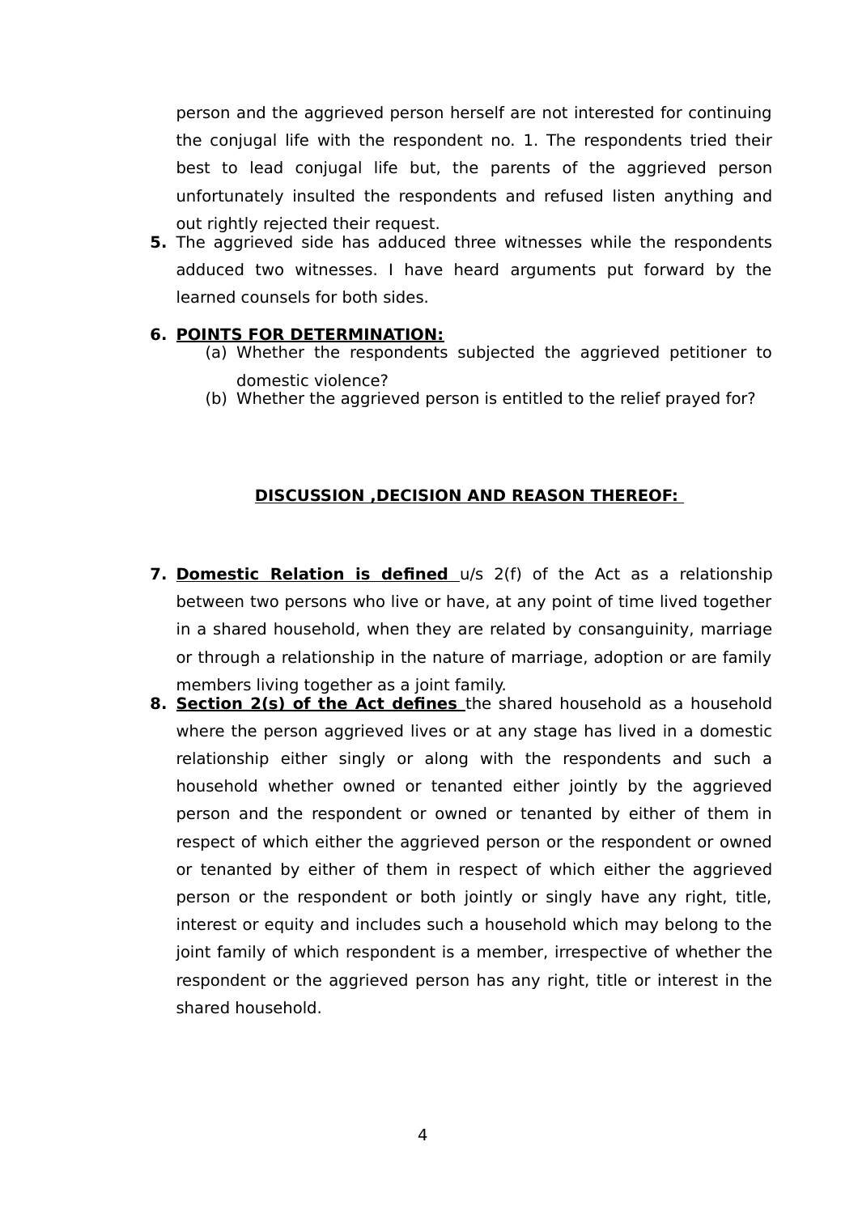person and the aggrieved person herself are not interested for continuing the conjugal life with the respondent no. 1. The respondents tried their best to lead conjugal life but, the parents of the aggrieved person unfortunately insulted the respondents and refused listen anything and out rightly rejected their request.

**5.** The aggrieved side has adduced three witnesses while the respondents adduced two witnesses. I have heard arguments put forward by the learned counsels for both sides.

**6.** **POINTS FOR DETERMINATION:**

(a) Whether the respondents subjected the aggrieved petitioner to domestic violence?

(b) Whether the aggrieved person is entitled to the relief prayed for?

**DISCUSSION ,DECISION AND REASON THEREOF:**

**7.** **Domestic Relation is defined** u/s 2(f) of the Act as a relationship between two persons who live or have, at any point of time lived together in a shared household, when they are related by consanguinity, marriage or through a relationship in the nature of marriage, adoption or are family members living together as a joint family.

**8.** **Section 2(s) of the Act defines** the shared household as a household where the person aggrieved lives or at any stage has lived in a domestic relationship either singly or along with the respondents and such a household whether owned or tenanted either jointly by the aggrieved person and the respondent or owned or tenanted by either of them in respect of which either the aggrieved person or the respondent or owned or tenanted by either of them in respect of which either the aggrieved person or the respondent or both jointly or singly have any right, title, interest or equity and includes such a household which may belong to the joint family of which respondent is a member, irrespective of whether the respondent or the aggrieved person has any right, title or interest in the shared household.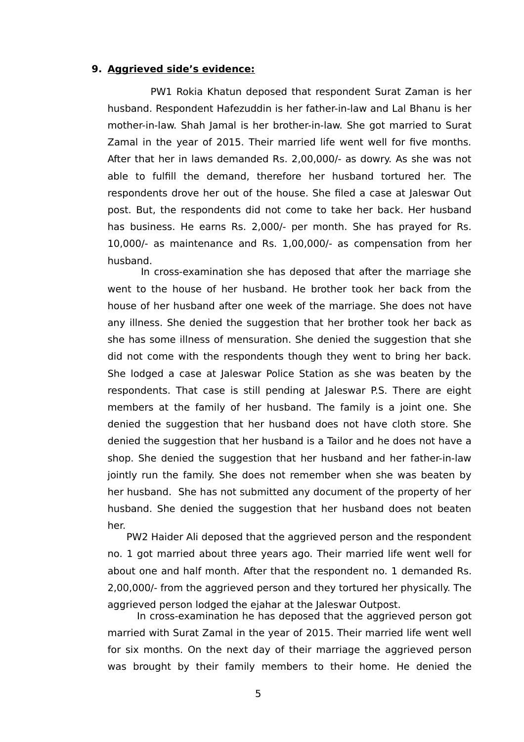**9. Aggrieved side's evidence:**

PW1 Rokia Khatun deposed that respondent Surat Zaman is her husband. Respondent Hafezuddin is her father-in-law and Lal Bhanu is her mother-in-law. Shah Jamal is her brother-in-law. She got married to Surat Zamal in the year of 2015. Their married life went well for five months. After that her in laws demanded Rs. 2,00,000/- as dowry. As she was not able to fulfill the demand, therefore her husband tortured her. The respondents drove her out of the house. She filed a case at Jaleswar Out post. But, the respondents did not come to take her back. Her husband has business. He earns Rs. 2,000/- per month. She has prayed for Rs. 10,000/- as maintenance and Rs. 1,00,000/- as compensation from her husband.

In cross-examination she has deposed that after the marriage she went to the house of her husband. He brother took her back from the house of her husband after one week of the marriage. She does not have any illness. She denied the suggestion that her brother took her back as she has some illness of mensuration. She denied the suggestion that she did not come with the respondents though they went to bring her back. She lodged a case at Jaleswar Police Station as she was beaten by the respondents. That case is still pending at Jaleswar P.S. There are eight members at the family of her husband. The family is a joint one. She denied the suggestion that her husband does not have cloth store. She denied the suggestion that her husband is a Tailor and he does not have a shop. She denied the suggestion that her husband and her father-in-law jointly run the family. She does not remember when she was beaten by her husband. She has not submitted any document of the property of her husband. She denied the suggestion that her husband does not beaten her.

PW2 Haider Ali deposed that the aggrieved person and the respondent no. 1 got married about three years ago. Their married life went well for about one and half month. After that the respondent no. 1 demanded Rs. 2,00,000/- from the aggrieved person and they tortured her physically. The aggrieved person lodged the ejahar at the Jaleswar Outpost.

In cross-examination he has deposed that the aggrieved person got married with Surat Zamal in the year of 2015. Their married life went well for six months. On the next day of their marriage the aggrieved person was brought by their family members to their home. He denied the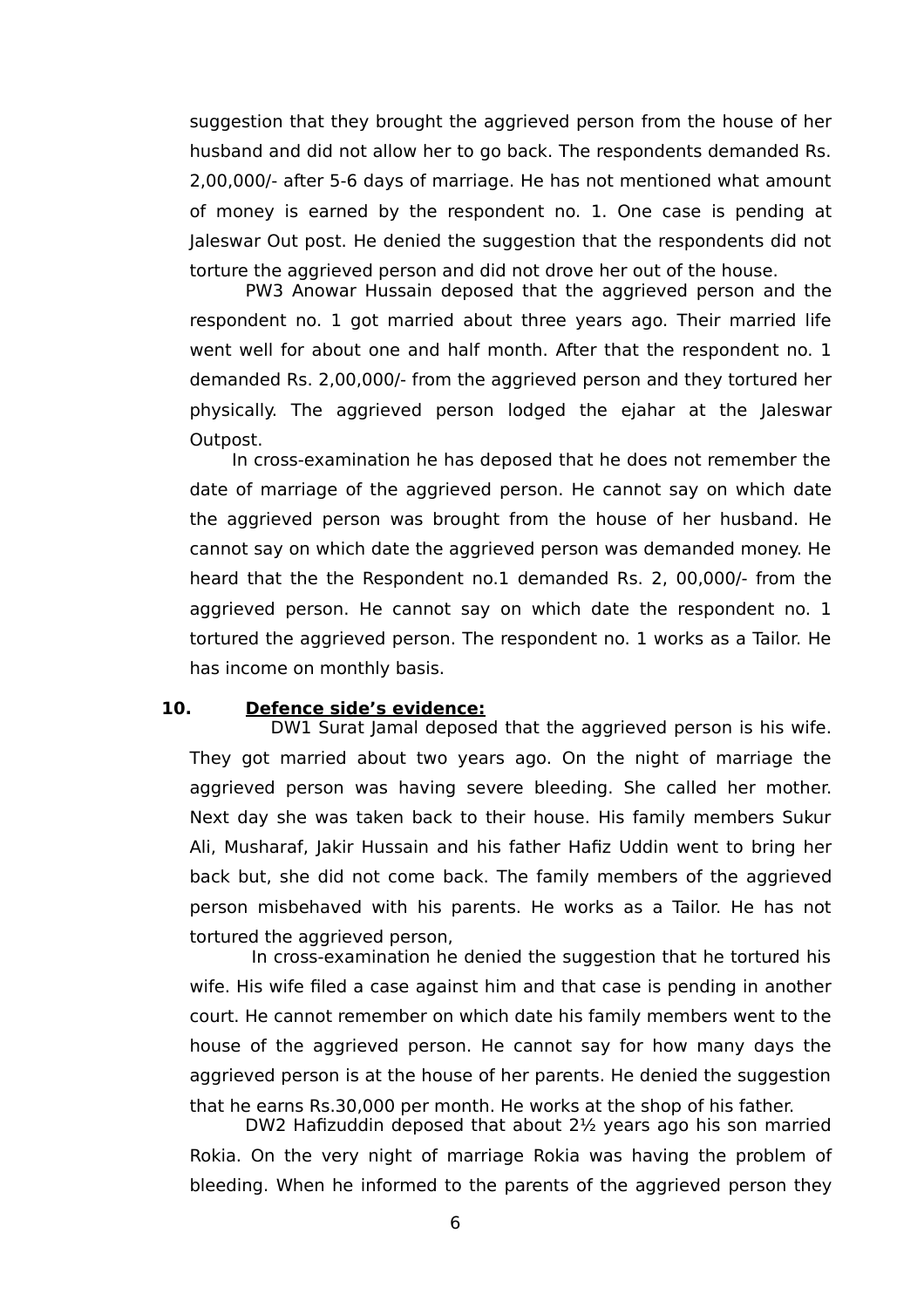suggestion that they brought the aggrieved person from the house of her husband and did not allow her to go back. The respondents demanded Rs. 2,00,000/- after 5-6 days of marriage. He has not mentioned what amount of money is earned by the respondent no. 1. One case is pending at Jaleswar Out post. He denied the suggestion that the respondents did not torture the aggrieved person and did not drove her out of the house.

PW3 Anowar Hussain deposed that the aggrieved person and the respondent no. 1 got married about three years ago. Their married life went well for about one and half month. After that the respondent no. 1 demanded Rs. 2,00,000/- from the aggrieved person and they tortured her physically. The aggrieved person lodged the ejahar at the Jaleswar Outpost.

In cross-examination he has deposed that he does not remember the date of marriage of the aggrieved person. He cannot say on which date the aggrieved person was brought from the house of her husband. He cannot say on which date the aggrieved person was demanded money. He heard that the the Respondent no.1 demanded Rs. 2, 00,000/- from the aggrieved person. He cannot say on which date the respondent no. 1 tortured the aggrieved person. The respondent no. 1 works as a Tailor. He has income on monthly basis.

**10. <u>Defence side's evidence:</u>**

DW1 Surat Jamal deposed that the aggrieved person is his wife. They got married about two years ago. On the night of marriage the aggrieved person was having severe bleeding. She called her mother. Next day she was taken back to their house. His family members Sukur Ali, Musharaf, Jakir Hussain and his father Hafiz Uddin went to bring her back but, she did not come back. The family members of the aggrieved person misbehaved with his parents. He works as a Tailor. He has not tortured the aggrieved person,

In cross-examination he denied the suggestion that he tortured his wife. His wife filed a case against him and that case is pending in another court. He cannot remember on which date his family members went to the house of the aggrieved person. He cannot say for how many days the aggrieved person is at the house of her parents. He denied the suggestion that he earns Rs.30,000 per month. He works at the shop of his father.

DW2 Hafizuddin deposed that about 2½ years ago his son married Rokia. On the very night of marriage Rokia was having the problem of bleeding. When he informed to the parents of the aggrieved person they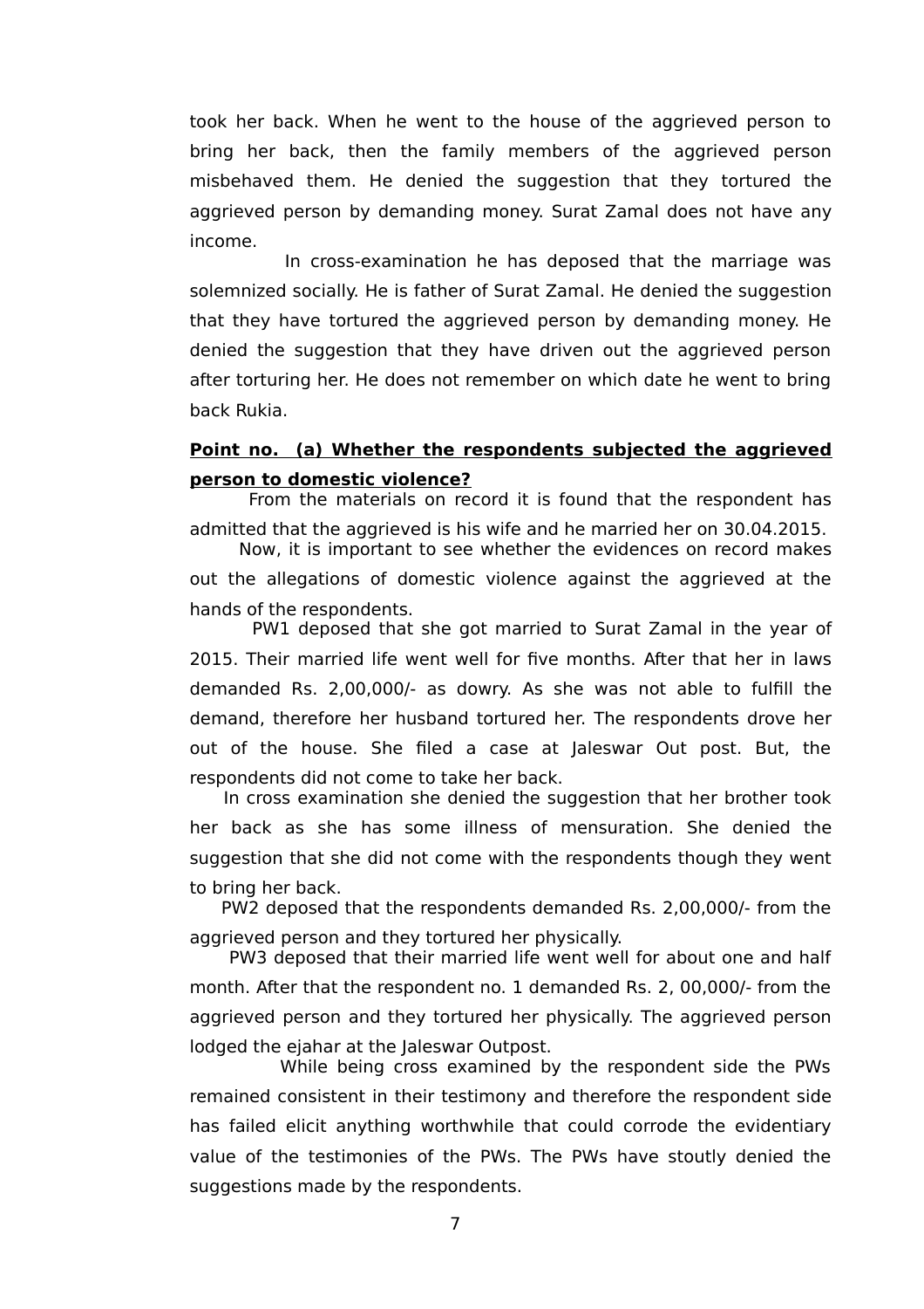took her back. When he went to the house of the aggrieved person to bring her back, then the family members of the aggrieved person misbehaved them. He denied the suggestion that they tortured the aggrieved person by demanding money. Surat Zamal does not have any income.

In cross-examination he has deposed that the marriage was solemnized socially. He is father of Surat Zamal. He denied the suggestion that they have tortured the aggrieved person by demanding money. He denied the suggestion that they have driven out the aggrieved person after torturing her. He does not remember on which date he went to bring back Rukia.

**Point no. (a) Whether the respondents subjected the aggrieved person to domestic violence?**

From the materials on record it is found that the respondent has admitted that the aggrieved is his wife and he married her on 30.04.2015.

Now, it is important to see whether the evidences on record makes out the allegations of domestic violence against the aggrieved at the hands of the respondents.

PW1 deposed that she got married to Surat Zamal in the year of 2015. Their married life went well for five months. After that her in laws demanded Rs. 2,00,000/- as dowry. As she was not able to fulfill the demand, therefore her husband tortured her. The respondents drove her out of the house. She filed a case at Jaleswar Out post. But, the respondents did not come to take her back.

In cross examination she denied the suggestion that her brother took her back as she has some illness of mensuration. She denied the suggestion that she did not come with the respondents though they went to bring her back.

PW2 deposed that the respondents demanded Rs. 2,00,000/- from the aggrieved person and they tortured her physically.

PW3 deposed that their married life went well for about one and half month. After that the respondent no. 1 demanded Rs. 2, 00,000/- from the aggrieved person and they tortured her physically. The aggrieved person lodged the ejahar at the Jaleswar Outpost.

While being cross examined by the respondent side the PWs remained consistent in their testimony and therefore the respondent side has failed elicit anything worthwhile that could corrode the evidentiary value of the testimonies of the PWs. The PWs have stoutly denied the suggestions made by the respondents.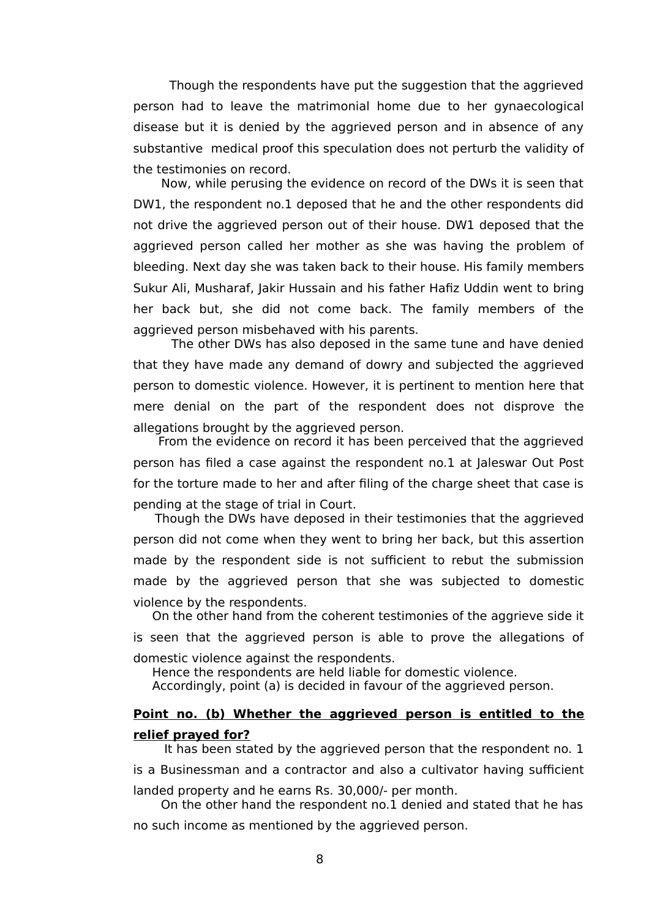Though the respondents have put the suggestion that the aggrieved person had to leave the matrimonial home due to her gynaecological disease but it is denied by the aggrieved person and in absence of any substantive medical proof this speculation does not perturb the validity of the testimonies on record.

Now, while perusing the evidence on record of the DWs it is seen that DW1, the respondent no.1 deposed that he and the other respondents did not drive the aggrieved person out of their house. DW1 deposed that the aggrieved person called her mother as she was having the problem of bleeding. Next day she was taken back to their house. His family members Sukur Ali, Musharaf, Jakir Hussain and his father Hafiz Uddin went to bring her back but, she did not come back. The family members of the aggrieved person misbehaved with his parents.

The other DWs has also deposed in the same tune and have denied that they have made any demand of dowry and subjected the aggrieved person to domestic violence. However, it is pertinent to mention here that mere denial on the part of the respondent does not disprove the allegations brought by the aggrieved person.

From the evidence on record it has been perceived that the aggrieved person has filed a case against the respondent no.1 at Jaleswar Out Post for the torture made to her and after filing of the charge sheet that case is pending at the stage of trial in Court.

Though the DWs have deposed in their testimonies that the aggrieved person did not come when they went to bring her back, but this assertion made by the respondent side is not sufficient to rebut the submission made by the aggrieved person that she was subjected to domestic violence by the respondents.

On the other hand from the coherent testimonies of the aggrieve side it is seen that the aggrieved person is able to prove the allegations of domestic violence against the respondents.

Hence the respondents are held liable for domestic violence.

Accordingly, point (a) is decided in favour of the aggrieved person.

**<u>Point no. (b) Whether the aggrieved person is entitled to the relief prayed for?</u>**

It has been stated by the aggrieved person that the respondent no. 1 is a Businessman and a contractor and also a cultivator having sufficient landed property and he earns Rs. 30,000/- per month.

On the other hand the respondent no.1 denied and stated that he has no such income as mentioned by the aggrieved person.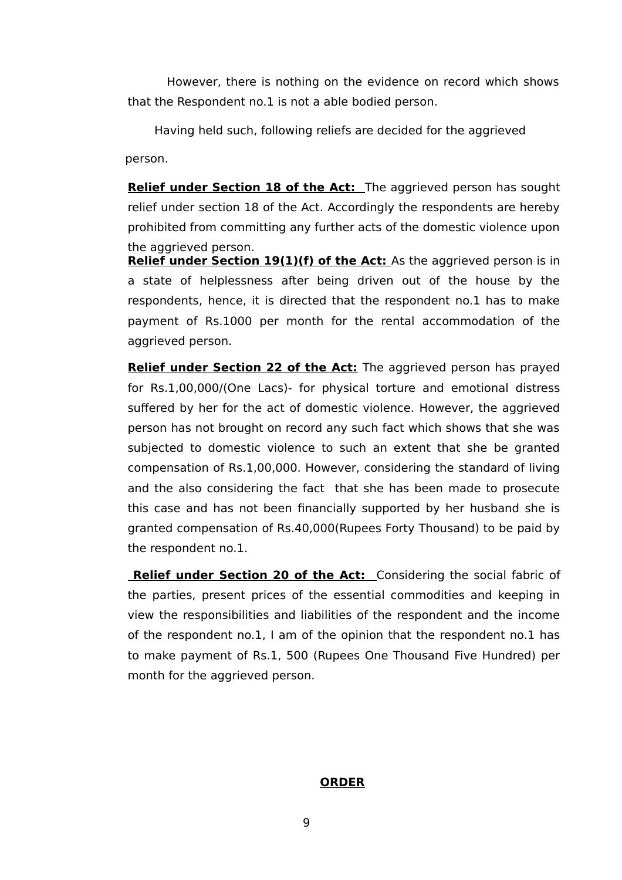However, there is nothing on the evidence on record which shows that the Respondent no.1 is not a able bodied person.

Having held such, following reliefs are decided for the aggrieved person.

**Relief under Section 18 of the Act:** The aggrieved person has sought relief under section 18 of the Act. Accordingly the respondents are hereby prohibited from committing any further acts of the domestic violence upon the aggrieved person.

**Relief under Section 19(1)(f) of the Act:** As the aggrieved person is in a state of helplessness after being driven out of the house by the respondents, hence, it is directed that the respondent no.1 has to make payment of Rs.1000 per month for the rental accommodation of the aggrieved person.

**Relief under Section 22 of the Act:** The aggrieved person has prayed for Rs.1,00,000/(One Lacs)- for physical torture and emotional distress suffered by her for the act of domestic violence. However, the aggrieved person has not brought on record any such fact which shows that she was subjected to domestic violence to such an extent that she be granted compensation of Rs.1,00,000. However, considering the standard of living and the also considering the fact that she has been made to prosecute this case and has not been financially supported by her husband she is granted compensation of Rs.40,000(Rupees Forty Thousand) to be paid by the respondent no.1.

**Relief under Section 20 of the Act:** Considering the social fabric of the parties, present prices of the essential commodities and keeping in view the responsibilities and liabilities of the respondent and the income of the respondent no.1, I am of the opinion that the respondent no.1 has to make payment of Rs.1, 500 (Rupees One Thousand Five Hundred) per month for the aggrieved person.

## ORDER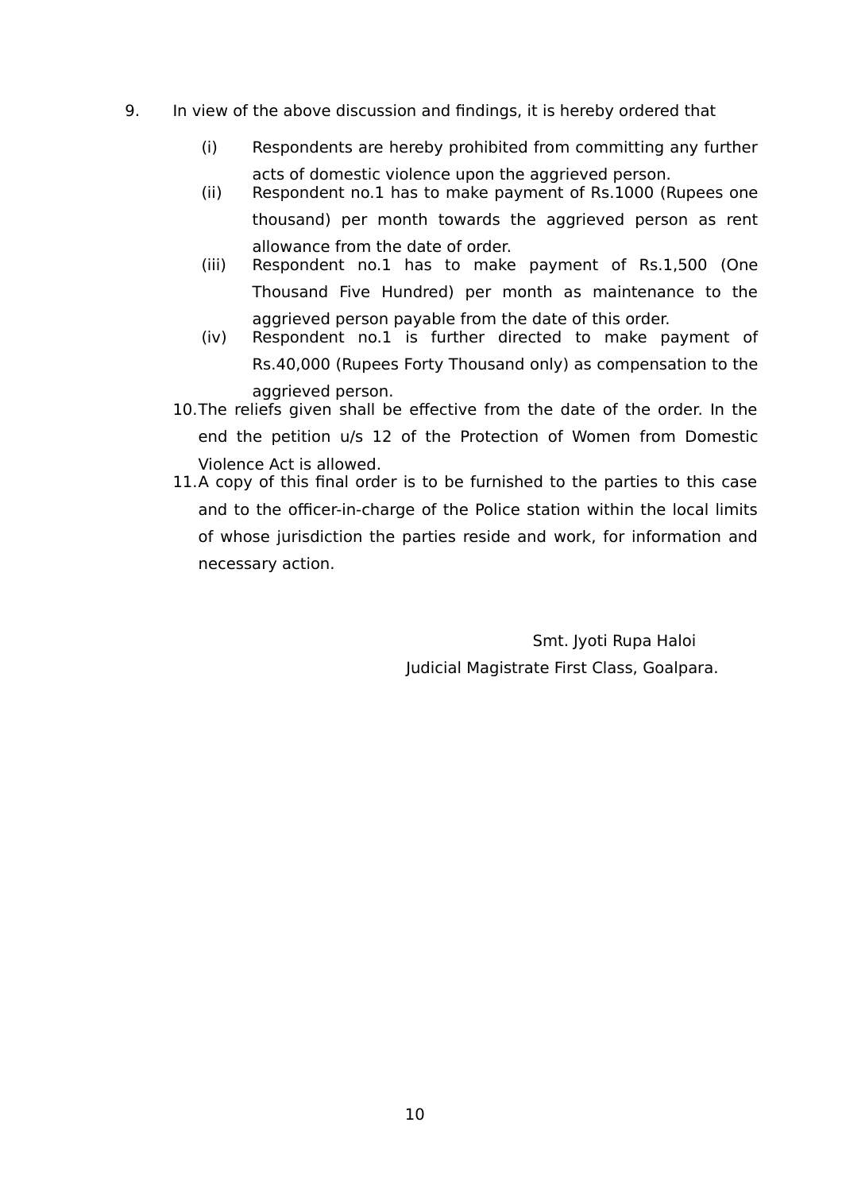9. In view of the above discussion and findings, it is hereby ordered that

   (i) Respondents are hereby prohibited from committing any further acts of domestic violence upon the aggrieved person.

   (ii) Respondent no.1 has to make payment of Rs.1000 (Rupees one thousand) per month towards the aggrieved person as rent allowance from the date of order.

   (iii) Respondent no.1 has to make payment of Rs.1,500 (One Thousand Five Hundred) per month as maintenance to the aggrieved person payable from the date of this order.

   (iv) Respondent no.1 is further directed to make payment of Rs.40,000 (Rupees Forty Thousand only) as compensation to the aggrieved person.

10. The reliefs given shall be effective from the date of the order. In the end the petition u/s 12 of the Protection of Women from Domestic Violence Act is allowed.

11. A copy of this final order is to be furnished to the parties to this case and to the officer-in-charge of the Police station within the local limits of whose jurisdiction the parties reside and work, for information and necessary action.

Smt. Jyoti Rupa Haloi
Judicial Magistrate First Class, Goalpara.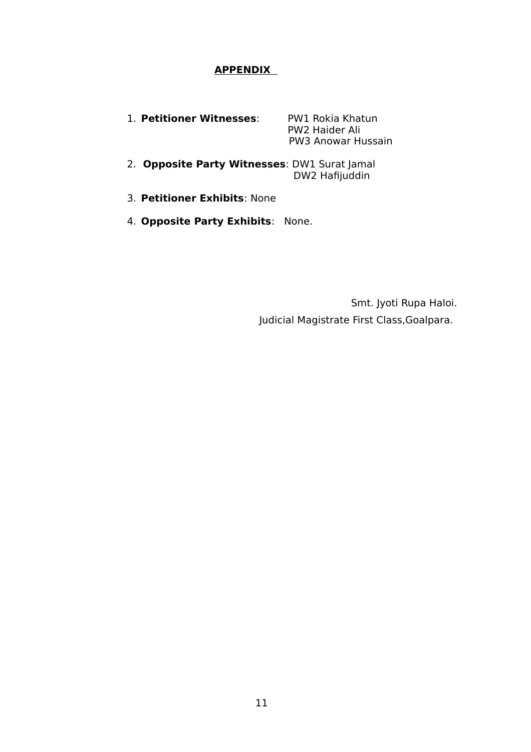**APPENDIX**

1. **Petitioner Witnesses**: PW1 Rokia Khatun
   PW2 Haider Ali
   PW3 Anowar Hussain

2. **Opposite Party Witnesses**: DW1 Surat Jamal
   DW2 Hafijuddin

3. **Petitioner Exhibits**: None

4. **Opposite Party Exhibits**: None.

Smt. Jyoti Rupa Haloi.

Judicial Magistrate First Class,Goalpara.